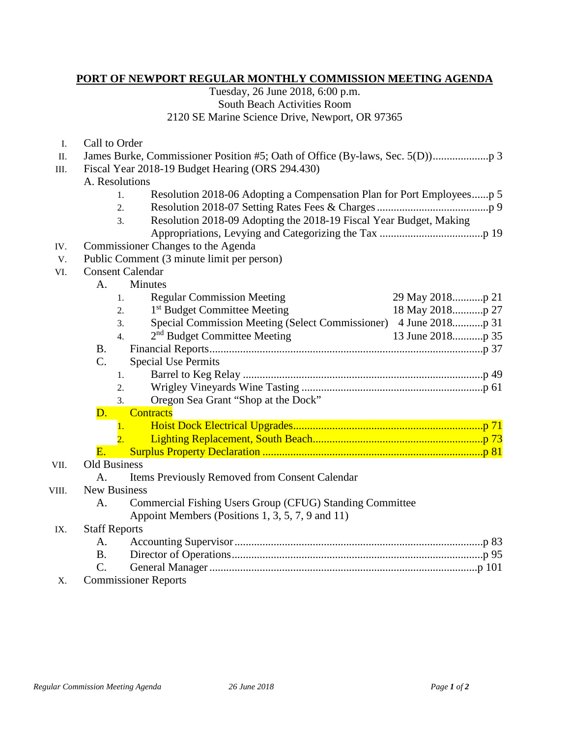# PORT OF NEWPORT REGULAR MONTHLY COMMISSION MEETING AGENDA

Tuesday, 26 June 2018, 6:00 p.m.
South Beach Activities Room
2120 SE Marine Science Drive, Newport, OR 97365

I. Call to Order

II. James Burke, Commissioner Position #5; Oath of Office (By-laws, Sec. 5(D)) .................... p 3

III. Fiscal Year 2018-19 Budget Hearing (ORS 294.430)

- A. Resolutions
  1. Resolution 2018-06 Adopting a Compensation Plan for Port Employees ...... p 5
  2. Resolution 2018-07 Setting Rates Fees & Charges ........................................ p 9
  3. Resolution 2018-09 Adopting the 2018-19 Fiscal Year Budget, Making Appropriations, Levying and Categorizing the Tax ..................................... p 19

IV. Commissioner Changes to the Agenda

V. Public Comment (3 minute limit per person)

VI. Consent Calendar

- A. Minutes
  1. Regular Commission Meeting — 29 May 2018 ........... p 21
  2. 1st Budget Committee Meeting — 18 May 2018 ........... p 27
  3. Special Commission Meeting (Select Commissioner) — 4 June 2018 ........... p 31
  4. 2nd Budget Committee Meeting — 13 June 2018 ........... p 35
- B. Financial Reports .................................................................................................. p 37
- C. Special Use Permits
  1. Barrel to Keg Relay ...................................................................................... p 49
  2. Wrigley Vineyards Wine Tasting ................................................................. p 61
  3. Oregon Sea Grant "Shop at the Dock"
- D. Contracts
  1. Hoist Dock Electrical Upgrades ................................................................... p 71
  2. Lighting Replacement, South Beach ............................................................. p 73
- E. Surplus Property Declaration ............................................................................... p 81

VII. Old Business

- A. Items Previously Removed from Consent Calendar

VIII. New Business

- A. Commercial Fishing Users Group (CFUG) Standing Committee Appoint Members (Positions 1, 3, 5, 7, 9 and 11)

IX. Staff Reports

- A. Accounting Supervisor ......................................................................................... p 83
- B. Director of Operations .......................................................................................... p 95
- C. General Manager ................................................................................................ p 101

X. Commissioner Reports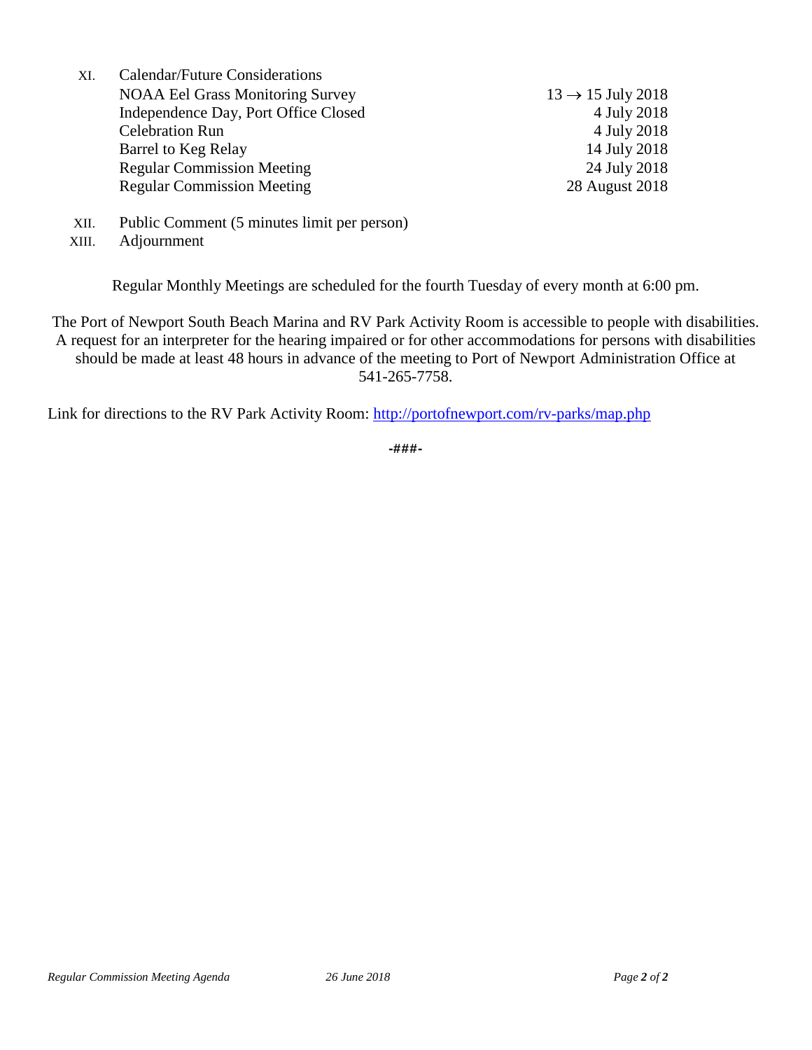XI. Calendar/Future Considerations

| | |
|---|---|
| NOAA Eel Grass Monitoring Survey | 13 → 15 July 2018 |
| Independence Day, Port Office Closed | 4 July 2018 |
| Celebration Run | 4 July 2018 |
| Barrel to Keg Relay | 14 July 2018 |
| Regular Commission Meeting | 24 July 2018 |
| Regular Commission Meeting | 28 August 2018 |

XII. Public Comment (5 minutes limit per person)

XIII. Adjournment

Regular Monthly Meetings are scheduled for the fourth Tuesday of every month at 6:00 pm.

The Port of Newport South Beach Marina and RV Park Activity Room is accessible to people with disabilities. A request for an interpreter for the hearing impaired or for other accommodations for persons with disabilities should be made at least 48 hours in advance of the meeting to Port of Newport Administration Office at 541-265-7758.

Link for directions to the RV Park Activity Room: http://portofnewport.com/rv-parks/map.php

-###-